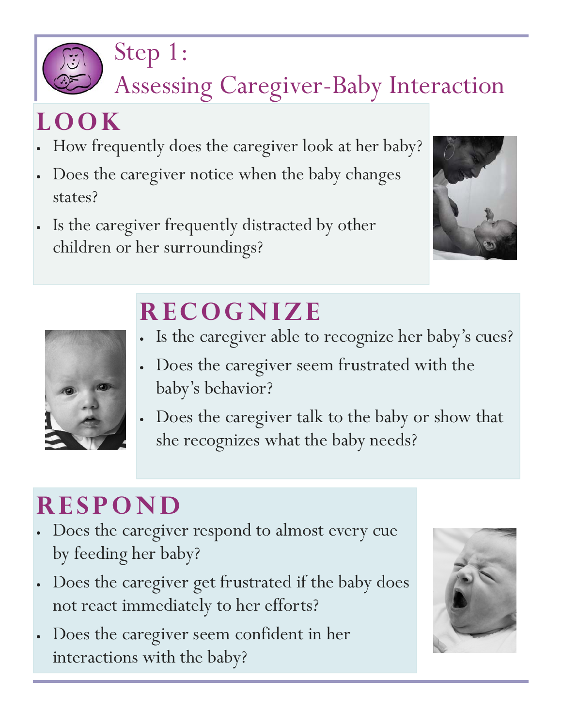# Step 1: Assessing Caregiver-Baby Interaction

## LOOK

- How frequently does the caregiver look at her baby?
- Does the caregiver notice when the baby changes states?
- Is the caregiver frequently distracted by other children or her surroundings?

## RECOGNIZE

- Is the caregiver able to recognize her baby's cues?
- Does the caregiver seem frustrated with the baby's behavior?
- Does the caregiver talk to the baby or show that she recognizes what the baby needs?

## RESPOND

- Does the caregiver respond to almost every cue by feeding her baby?
- Does the caregiver get frustrated if the baby does not react immediately to her efforts?
- Does the caregiver seem confident in her interactions with the baby?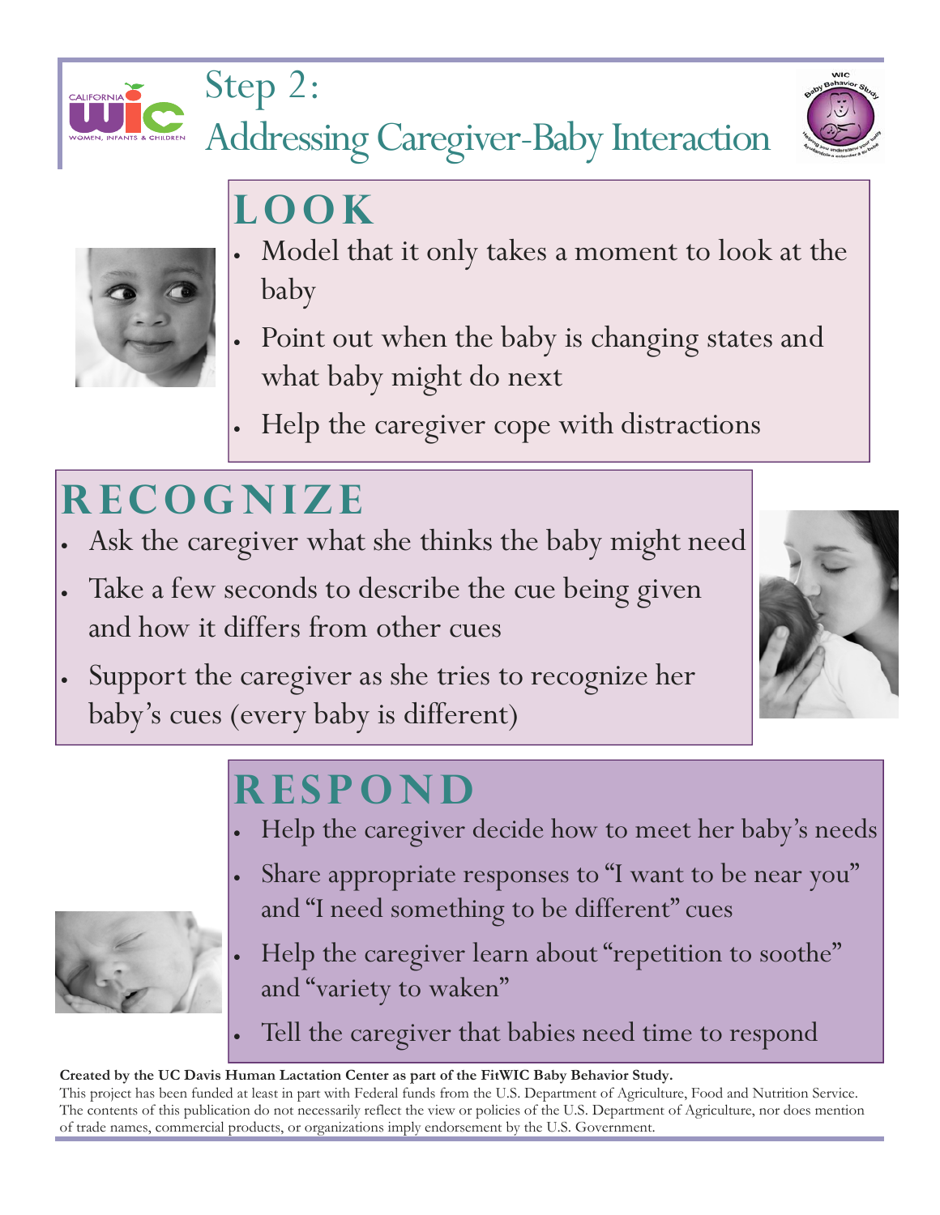# Step 2: Addressing Caregiver-Baby Interaction

## LOOK

- Model that it only takes a moment to look at the baby
- Point out when the baby is changing states and what baby might do next
- Help the caregiver cope with distractions

## RECOGNIZE

- Ask the caregiver what she thinks the baby might need
- Take a few seconds to describe the cue being given and how it differs from other cues
- Support the caregiver as she tries to recognize her baby's cues (every baby is different)

## RESPOND

- Help the caregiver decide how to meet her baby's needs
- Share appropriate responses to "I want to be near you" and "I need something to be different" cues
- Help the caregiver learn about "repetition to soothe" and "variety to waken"
- Tell the caregiver that babies need time to respond

**Created by the UC Davis Human Lactation Center as part of the FitWIC Baby Behavior Study.**
This project has been funded at least in part with Federal funds from the U.S. Department of Agriculture, Food and Nutrition Service. The contents of this publication do not necessarily reflect the view or policies of the U.S. Department of Agriculture, nor does mention of trade names, commercial products, or organizations imply endorsement by the U.S. Government.